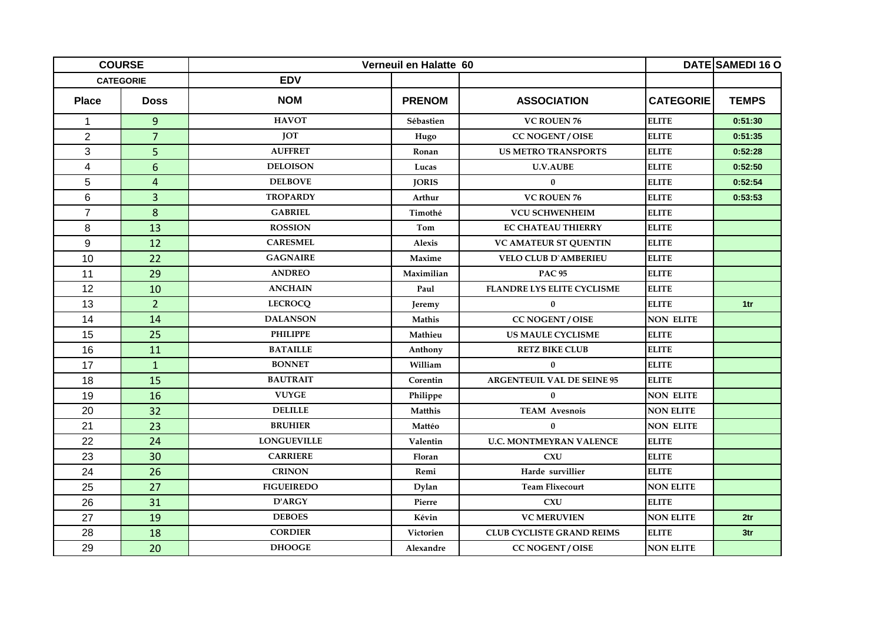| COURSE | | Verneuil en Halatte 60 | | | DATE | SAMEDI 16 O |
|---|---|---|---|---|---|---|
| CATEGORIE | | EDV | | | | |
| Place | Doss | NOM | PRENOM | ASSOCIATION | CATEGORIE | TEMPS |
| 1 | 9 | HAVOT | Sébastien | VC ROUEN 76 | ELITE | 0:51:30 |
| 2 | 7 | JOT | Hugo | CC NOGENT / OISE | ELITE | 0:51:35 |
| 3 | 5 | AUFFRET | Ronan | US METRO TRANSPORTS | ELITE | 0:52:28 |
| 4 | 6 | DELOISON | Lucas | U.V.AUBE | ELITE | 0:52:50 |
| 5 | 4 | DELBOVE | JORIS | 0 | ELITE | 0:52:54 |
| 6 | 3 | TROPARDY | Arthur | VC ROUEN 76 | ELITE | 0:53:53 |
| 7 | 8 | GABRIEL | Timothé | VCU SCHWENHEIM | ELITE | |
| 8 | 13 | ROSSION | Tom | EC CHATEAU THIERRY | ELITE | |
| 9 | 12 | CARESMEL | Alexis | VC AMATEUR ST QUENTIN | ELITE | |
| 10 | 22 | GAGNAIRE | Maxime | VELO CLUB D`AMBERIEU | ELITE | |
| 11 | 29 | ANDREO | Maximilian | PAC 95 | ELITE | |
| 12 | 10 | ANCHAIN | Paul | FLANDRE LYS ELITE CYCLISME | ELITE | |
| 13 | 2 | LECROCQ | Jeremy | 0 | ELITE | 1tr |
| 14 | 14 | DALANSON | Mathis | CC NOGENT / OISE | NON ELITE | |
| 15 | 25 | PHILIPPE | Mathieu | US MAULE CYCLISME | ELITE | |
| 16 | 11 | BATAILLE | Anthony | RETZ BIKE CLUB | ELITE | |
| 17 | 1 | BONNET | William | 0 | ELITE | |
| 18 | 15 | BAUTRAIT | Corentin | ARGENTEUIL VAL DE SEINE 95 | ELITE | |
| 19 | 16 | VUYGE | Philippe | 0 | NON ELITE | |
| 20 | 32 | DELILLE | Matthis | TEAM Avesnois | NON ELITE | |
| 21 | 23 | BRUHIER | Mattéo | 0 | NON ELITE | |
| 22 | 24 | LONGUEVILLE | Valentin | U.C. MONTMEYRAN VALENCE | ELITE | |
| 23 | 30 | CARRIERE | Floran | CXU | ELITE | |
| 24 | 26 | CRINON | Remi | Harde survillier | ELITE | |
| 25 | 27 | FIGUEIREDO | Dylan | Team Flixecourt | NON ELITE | |
| 26 | 31 | D'ARGY | Pierre | CXU | ELITE | |
| 27 | 19 | DEBOES | Kévin | VC MERUVIEN | NON ELITE | 2tr |
| 28 | 18 | CORDIER | Victorien | CLUB CYCLISTE GRAND REIMS | ELITE | 3tr |
| 29 | 20 | DHOOGE | Alexandre | CC NOGENT / OISE | NON ELITE | |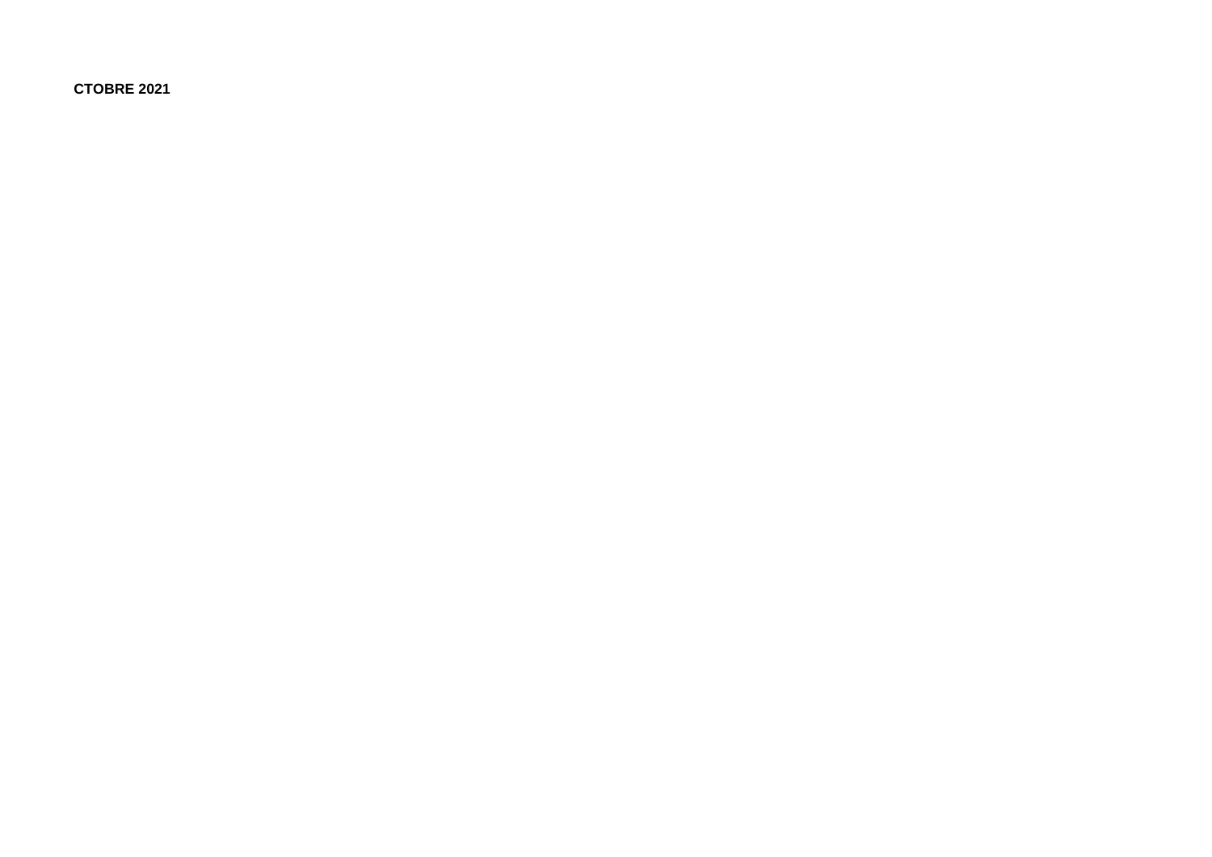**CTOBRE 2021**